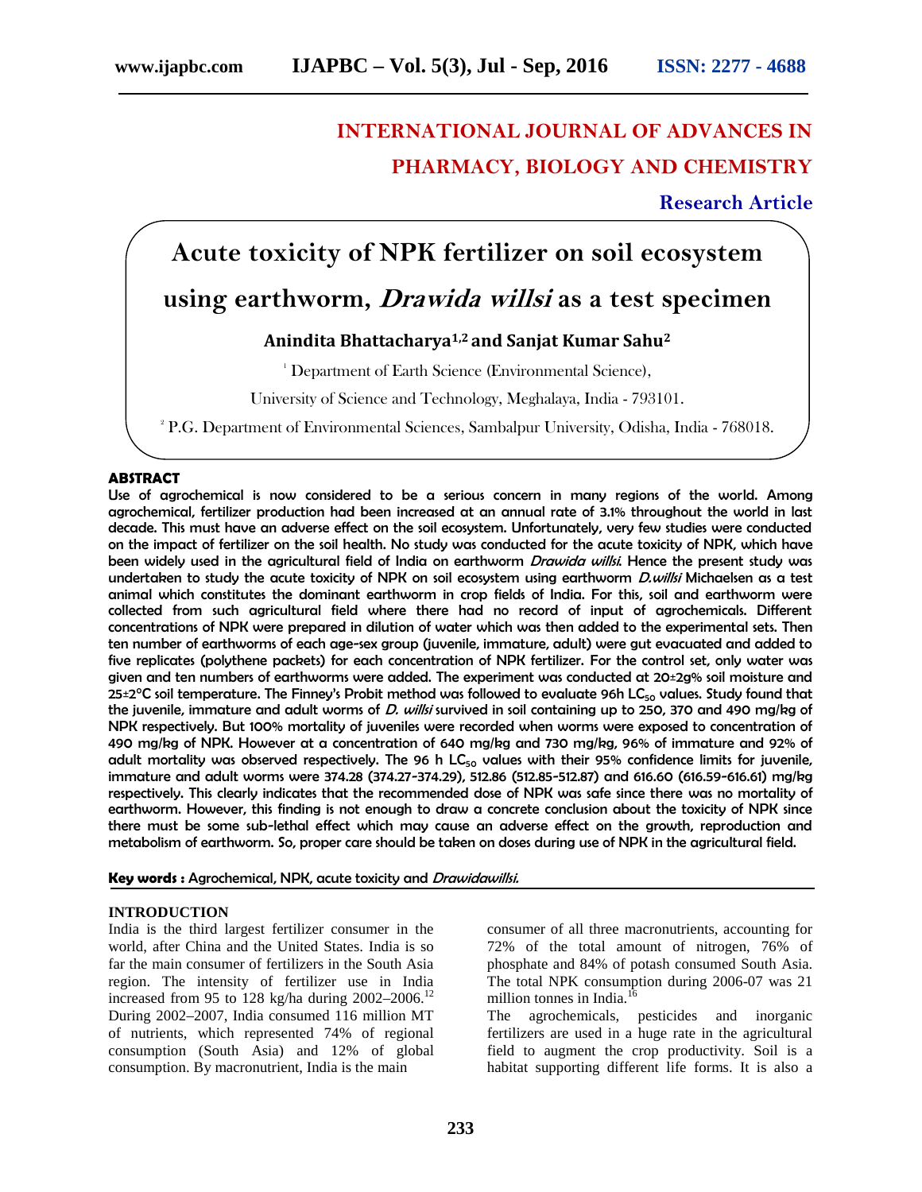# INTERNATIONAL JOURNAL OF ADVANCES IN PHARMACY, BIOLOGY AND CHEMISTRY

**Research Article**

# Acute toxicity of NPK fertilizer on soil ecosystem using earthworm, *Drawida willsi* as a test specimen

**Anindita Bhattacharya[1,2] and Sanjat Kumar Sahu[2]**

[1] Department of Earth Science (Environmental Science), University of Science and Technology, Meghalaya, India - 793101.

[2] P.G. Department of Environmental Sciences, Sambalpur University, Odisha, India - 768018.

## ABSTRACT

Use of agrochemical is now considered to be a serious concern in many regions of the world. Among agrochemical, fertilizer production had been increased at an annual rate of 3.1% throughout the world in last decade. This must have an adverse effect on the soil ecosystem. Unfortunately, very few studies were conducted on the impact of fertilizer on the soil health. No study was conducted for the acute toxicity of NPK, which have been widely used in the agricultural field of India on earthworm *Drawida willsi*. Hence the present study was undertaken to study the acute toxicity of NPK on soil ecosystem using earthworm *D.willsi* Michaelsen as a test animal which constitutes the dominant earthworm in crop fields of India. For this, soil and earthworm were collected from such agricultural field where there had no record of input of agrochemicals. Different concentrations of NPK were prepared in dilution of water which was then added to the experimental sets. Then ten number of earthworms of each age-sex group (juvenile, immature, adult) were gut evacuated and added to five replicates (polythene packets) for each concentration of NPK fertilizer. For the control set, only water was given and ten numbers of earthworms were added. The experiment was conducted at 20±2g% soil moisture and 25±2°C soil temperature. The Finney's Probit method was followed to evaluate 96h $LC_{50}$ values. Study found that the juvenile, immature and adult worms of *D. willsi* survived in soil containing up to 250, 370 and 490 mg/kg of NPK respectively. But 100% mortality of juveniles were recorded when worms were exposed to concentration of 490 mg/kg of NPK. However at a concentration of 640 mg/kg and 730 mg/kg, 96% of immature and 92% of adult mortality was observed respectively. The 96 h $LC_{50}$ values with their 95% confidence limits for juvenile, immature and adult worms were 374.28 (374.27-374.29), 512.86 (512.85-512.87) and 616.60 (616.59-616.61) mg/kg respectively. This clearly indicates that the recommended dose of NPK was safe since there was no mortality of earthworm. However, this finding is not enough to draw a concrete conclusion about the toxicity of NPK since there must be some sub-lethal effect which may cause an adverse effect on the growth, reproduction and metabolism of earthworm. So, proper care should be taken on doses during use of NPK in the agricultural field.

**Key words :** Agrochemical, NPK, acute toxicity and *Drawidawillsi.*

## INTRODUCTION

India is the third largest fertilizer consumer in the world, after China and the United States. India is so far the main consumer of fertilizers in the South Asia region. The intensity of fertilizer use in India increased from 95 to 128 kg/ha during 2002–2006.[12] During 2002–2007, India consumed 116 million MT of nutrients, which represented 74% of regional consumption (South Asia) and 12% of global consumption. By macronutrient, India is the main consumer of all three macronutrients, accounting for 72% of the total amount of nitrogen, 76% of phosphate and 84% of potash consumed South Asia. The total NPK consumption during 2006-07 was 21 million tonnes in India.[16]

The agrochemicals, pesticides and inorganic fertilizers are used in a huge rate in the agricultural field to augment the crop productivity. Soil is a habitat supporting different life forms. It is also a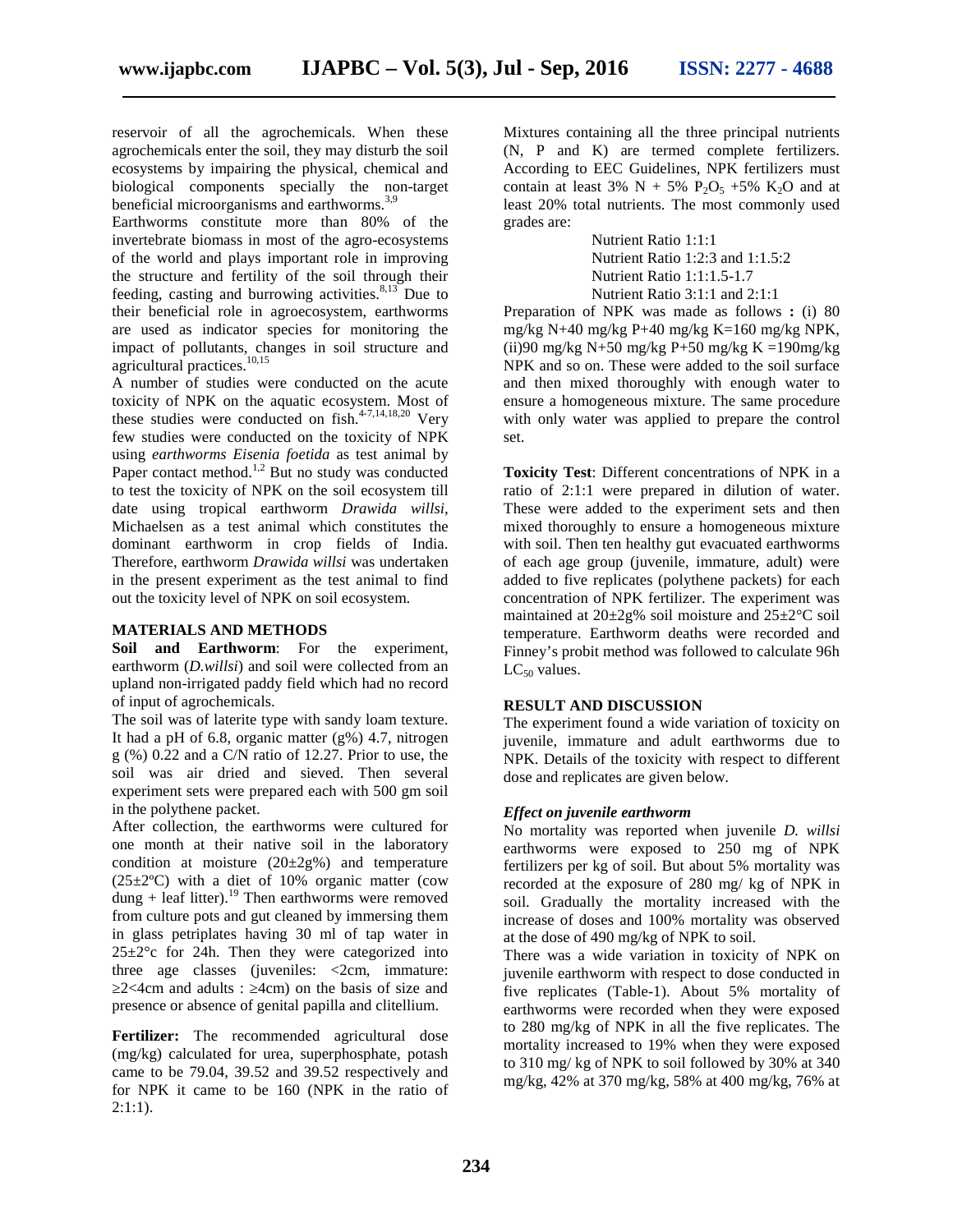reservoir of all the agrochemicals. When these agrochemicals enter the soil, they may disturb the soil ecosystems by impairing the physical, chemical and biological components specially the non-target beneficial microorganisms and earthworms.[3,9]

Earthworms constitute more than 80% of the invertebrate biomass in most of the agro-ecosystems of the world and plays important role in improving the structure and fertility of the soil through their feeding, casting and burrowing activities.[8,13] Due to their beneficial role in agroecosystem, earthworms are used as indicator species for monitoring the impact of pollutants, changes in soil structure and agricultural practices.[10,15]

A number of studies were conducted on the acute toxicity of NPK on the aquatic ecosystem. Most of these studies were conducted on fish.[4-7,14,18,20] Very few studies were conducted on the toxicity of NPK using *earthworms Eisenia foetida* as test animal by Paper contact method.[1,2] But no study was conducted to test the toxicity of NPK on the soil ecosystem till date using tropical earthworm *Drawida willsi*, Michaelsen as a test animal which constitutes the dominant earthworm in crop fields of India. Therefore, earthworm *Drawida willsi* was undertaken in the present experiment as the test animal to find out the toxicity level of NPK on soil ecosystem.

## MATERIALS AND METHODS

**Soil and Earthworm**: For the experiment, earthworm (*D.willsi*) and soil were collected from an upland non-irrigated paddy field which had no record of input of agrochemicals.

The soil was of laterite type with sandy loam texture. It had a pH of 6.8, organic matter (g%) 4.7, nitrogen g (%) 0.22 and a C/N ratio of 12.27. Prior to use, the soil was air dried and sieved. Then several experiment sets were prepared each with 500 gm soil in the polythene packet.

After collection, the earthworms were cultured for one month at their native soil in the laboratory condition at moisture (20±2g%) and temperature (25±2ºC) with a diet of 10% organic matter (cow dung + leaf litter).[19] Then earthworms were removed from culture pots and gut cleaned by immersing them in glass petriplates having 30 ml of tap water in 25±2°c for 24h. Then they were categorized into three age classes (juveniles: <2cm, immature: ≥2<4cm and adults : ≥4cm) on the basis of size and presence or absence of genital papilla and clitellium.

**Fertilizer:** The recommended agricultural dose (mg/kg) calculated for urea, superphosphate, potash came to be 79.04, 39.52 and 39.52 respectively and for NPK it came to be 160 (NPK in the ratio of 2:1:1).

Mixtures containing all the three principal nutrients (N, P and K) are termed complete fertilizers. According to EEC Guidelines, NPK fertilizers must contain at least 3% N + 5% $P_2O_5$ +5% $K_2O$ and at least 20% total nutrients. The most commonly used grades are:

Nutrient Ratio 1:1:1
Nutrient Ratio 1:2:3 and 1:1.5:2
Nutrient Ratio 1:1:1.5-1.7
Nutrient Ratio 3:1:1 and 2:1:1

Preparation of NPK was made as follows **:** (i) 80 mg/kg N+40 mg/kg P+40 mg/kg K=160 mg/kg NPK, (ii)90 mg/kg N+50 mg/kg P+50 mg/kg K =190mg/kg NPK and so on. These were added to the soil surface and then mixed thoroughly with enough water to ensure a homogeneous mixture. The same procedure with only water was applied to prepare the control set.

**Toxicity Test**: Different concentrations of NPK in a ratio of 2:1:1 were prepared in dilution of water. These were added to the experiment sets and then mixed thoroughly to ensure a homogeneous mixture with soil. Then ten healthy gut evacuated earthworms of each age group (juvenile, immature, adult) were added to five replicates (polythene packets) for each concentration of NPK fertilizer. The experiment was maintained at 20±2g% soil moisture and 25±2°C soil temperature. Earthworm deaths were recorded and Finney's probit method was followed to calculate 96h $LC_{50}$ values.

## RESULT AND DISCUSSION

The experiment found a wide variation of toxicity on juvenile, immature and adult earthworms due to NPK. Details of the toxicity with respect to different dose and replicates are given below.

### *Effect on juvenile earthworm*

No mortality was reported when juvenile *D. willsi* earthworms were exposed to 250 mg of NPK fertilizers per kg of soil. But about 5% mortality was recorded at the exposure of 280 mg/ kg of NPK in soil. Gradually the mortality increased with the increase of doses and 100% mortality was observed at the dose of 490 mg/kg of NPK to soil.

There was a wide variation in toxicity of NPK on juvenile earthworm with respect to dose conducted in five replicates (Table-1). About 5% mortality of earthworms were recorded when they were exposed to 280 mg/kg of NPK in all the five replicates. The mortality increased to 19% when they were exposed to 310 mg/ kg of NPK to soil followed by 30% at 340 mg/kg, 42% at 370 mg/kg, 58% at 400 mg/kg, 76% at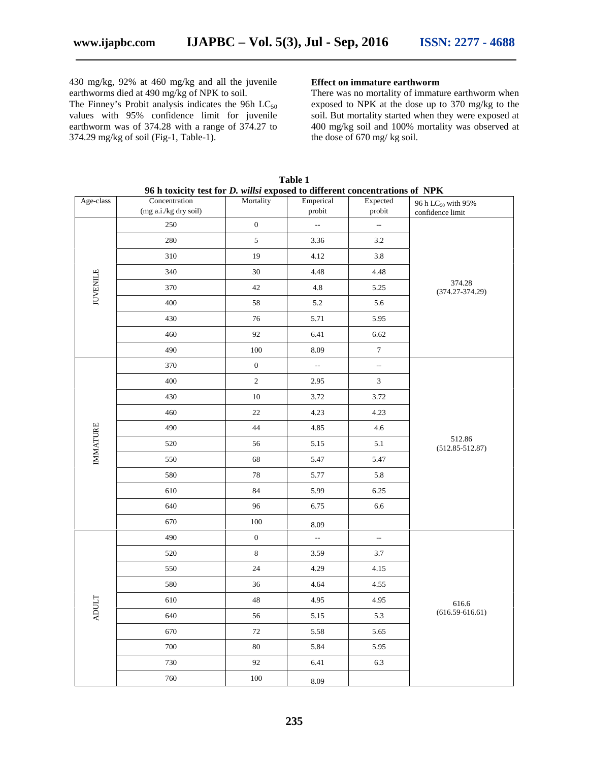430 mg/kg, 92% at 460 mg/kg and all the juvenile earthworms died at 490 mg/kg of NPK to soil.

The Finney's Probit analysis indicates the 96h $LC_{50}$ values with 95% confidence limit for juvenile earthworm was of 374.28 with a range of 374.27 to 374.29 mg/kg of soil (Fig-1, Table-1).

**Effect on immature earthworm**

There was no mortality of immature earthworm when exposed to NPK at the dose up to 370 mg/kg to the soil. But mortality started when they were exposed at 400 mg/kg soil and 100% mortality was observed at the dose of 670 mg/ kg soil.

**Table 1**
**96 h toxicity test for *D. willsi* exposed to different concentrations of NPK**

| Age-class | Concentration (mg a.i./kg dry soil) | Mortality | Emperical probit | Expected probit | 96 h $LC_{50}$ with 95% confidence limit |
|---|---|---|---|---|---|
| JUVENILE | 250 | 0 | -- | -- | 374.28 (374.27-374.29) |
| | 280 | 5 | 3.36 | 3.2 | |
| | 310 | 19 | 4.12 | 3.8 | |
| | 340 | 30 | 4.48 | 4.48 | |
| | 370 | 42 | 4.8 | 5.25 | |
| | 400 | 58 | 5.2 | 5.6 | |
| | 430 | 76 | 5.71 | 5.95 | |
| | 460 | 92 | 6.41 | 6.62 | |
| | 490 | 100 | 8.09 | 7 | |
| IMMATURE | 370 | 0 | -- | -- | 512.86 (512.85-512.87) |
| | 400 | 2 | 2.95 | 3 | |
| | 430 | 10 | 3.72 | 3.72 | |
| | 460 | 22 | 4.23 | 4.23 | |
| | 490 | 44 | 4.85 | 4.6 | |
| | 520 | 56 | 5.15 | 5.1 | |
| | 550 | 68 | 5.47 | 5.47 | |
| | 580 | 78 | 5.77 | 5.8 | |
| | 610 | 84 | 5.99 | 6.25 | |
| | 640 | 96 | 6.75 | 6.6 | |
| | 670 | 100 | 8.09 | | |
| ADULT | 490 | 0 | -- | -- | 616.6 (616.59-616.61) |
| | 520 | 8 | 3.59 | 3.7 | |
| | 550 | 24 | 4.29 | 4.15 | |
| | 580 | 36 | 4.64 | 4.55 | |
| | 610 | 48 | 4.95 | 4.95 | |
| | 640 | 56 | 5.15 | 5.3 | |
| | 670 | 72 | 5.58 | 5.65 | |
| | 700 | 80 | 5.84 | 5.95 | |
| | 730 | 92 | 6.41 | 6.3 | |
| | 760 | 100 | 8.09 | | |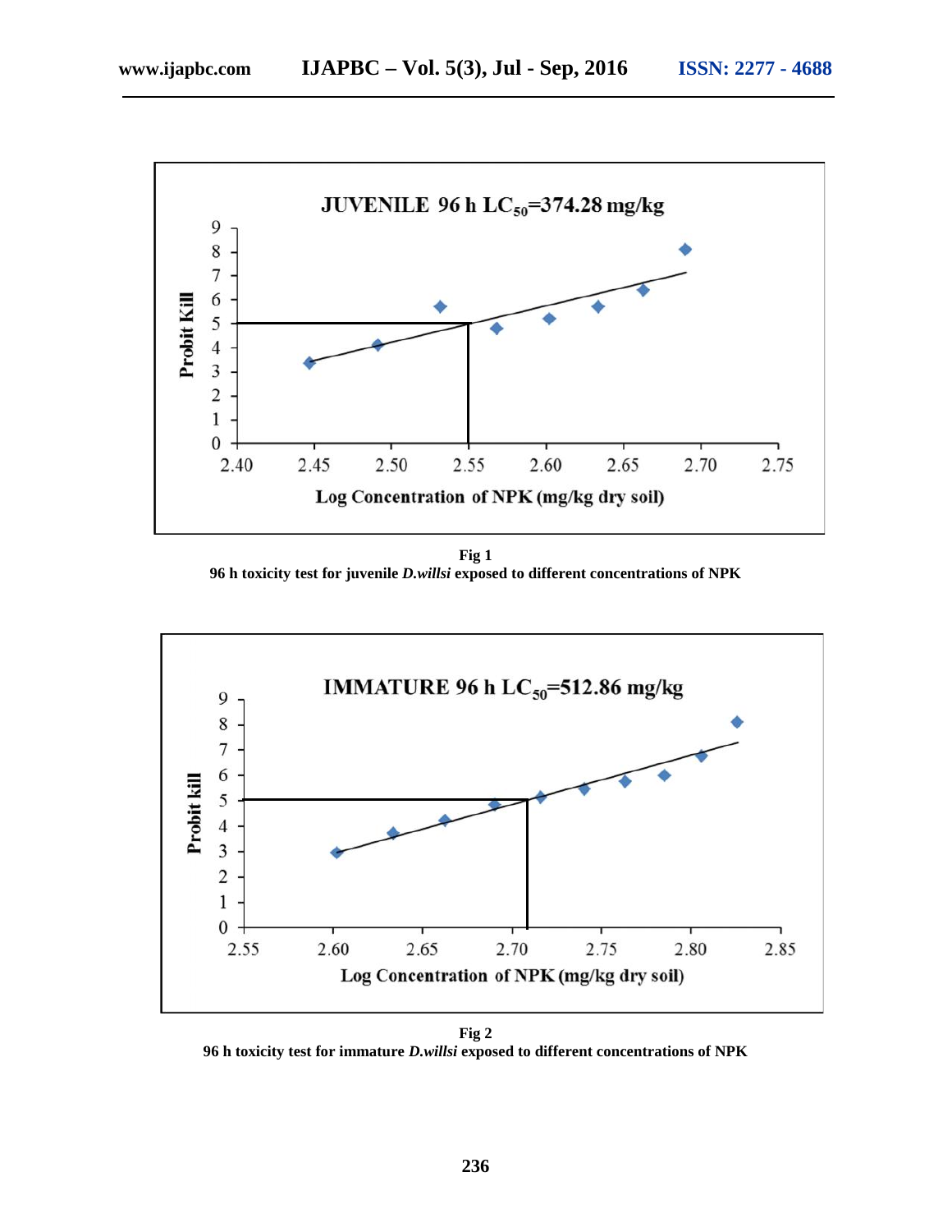**Fig 1**
**96 h toxicity test for juvenile *D.willsi* exposed to different concentrations of NPK**

**Fig 2**
**96 h toxicity test for immature *D.willsi* exposed to different concentrations of NPK**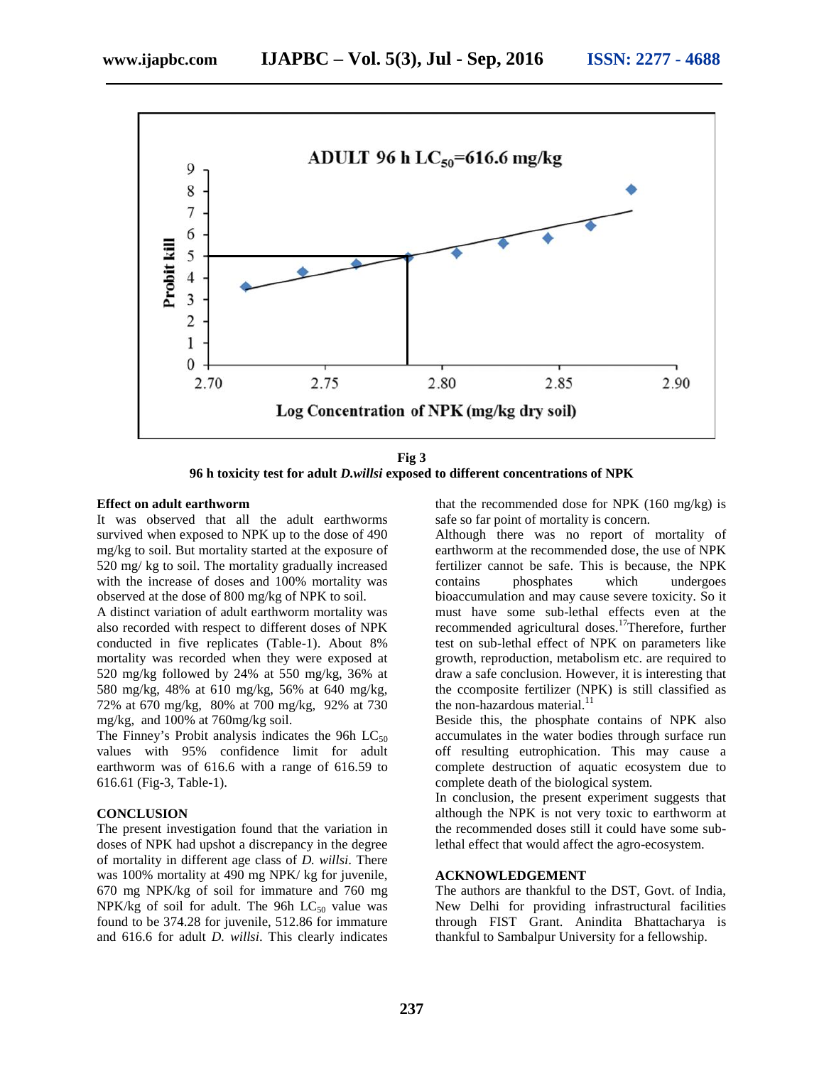**Fig 3**

**96 h toxicity test for adult *D.willsi* exposed to different concentrations of NPK**

**Effect on adult earthworm**

It was observed that all the adult earthworms survived when exposed to NPK up to the dose of 490 mg/kg to soil. But mortality started at the exposure of 520 mg/ kg to soil. The mortality gradually increased with the increase of doses and 100% mortality was observed at the dose of 800 mg/kg of NPK to soil.

A distinct variation of adult earthworm mortality was also recorded with respect to different doses of NPK conducted in five replicates (Table-1). About 8% mortality was recorded when they were exposed at 520 mg/kg followed by 24% at 550 mg/kg, 36% at 580 mg/kg, 48% at 610 mg/kg, 56% at 640 mg/kg, 72% at 670 mg/kg, 80% at 700 mg/kg, 92% at 730 mg/kg, and 100% at 760mg/kg soil.

The Finney's Probit analysis indicates the 96h $LC_{50}$ values with 95% confidence limit for adult earthworm was of 616.6 with a range of 616.59 to 616.61 (Fig-3, Table-1).

**CONCLUSION**

The present investigation found that the variation in doses of NPK had upshot a discrepancy in the degree of mortality in different age class of *D. willsi*. There was 100% mortality at 490 mg NPK/ kg for juvenile, 670 mg NPK/kg of soil for immature and 760 mg NPK/kg of soil for adult. The 96h $LC_{50}$ value was found to be 374.28 for juvenile, 512.86 for immature and 616.6 for adult *D. willsi*. This clearly indicates that the recommended dose for NPK (160 mg/kg) is safe so far point of mortality is concern.

Although there was no report of mortality of earthworm at the recommended dose, the use of NPK fertilizer cannot be safe. This is because, the NPK contains phosphates which undergoes bioaccumulation and may cause severe toxicity. So it must have some sub-lethal effects even at the recommended agricultural doses.[17]Therefore, further test on sub-lethal effect of NPK on parameters like growth, reproduction, metabolism etc. are required to draw a safe conclusion. However, it is interesting that the ccomposite fertilizer (NPK) is still classified as the non-hazardous material.[11]

Beside this, the phosphate contains of NPK also accumulates in the water bodies through surface run off resulting eutrophication. This may cause a complete destruction of aquatic ecosystem due to complete death of the biological system.

In conclusion, the present experiment suggests that although the NPK is not very toxic to earthworm at the recommended doses still it could have some sub-lethal effect that would affect the agro-ecosystem.

**ACKNOWLEDGEMENT**

The authors are thankful to the DST, Govt. of India, New Delhi for providing infrastructural facilities through FIST Grant. Anindita Bhattacharya is thankful to Sambalpur University for a fellowship.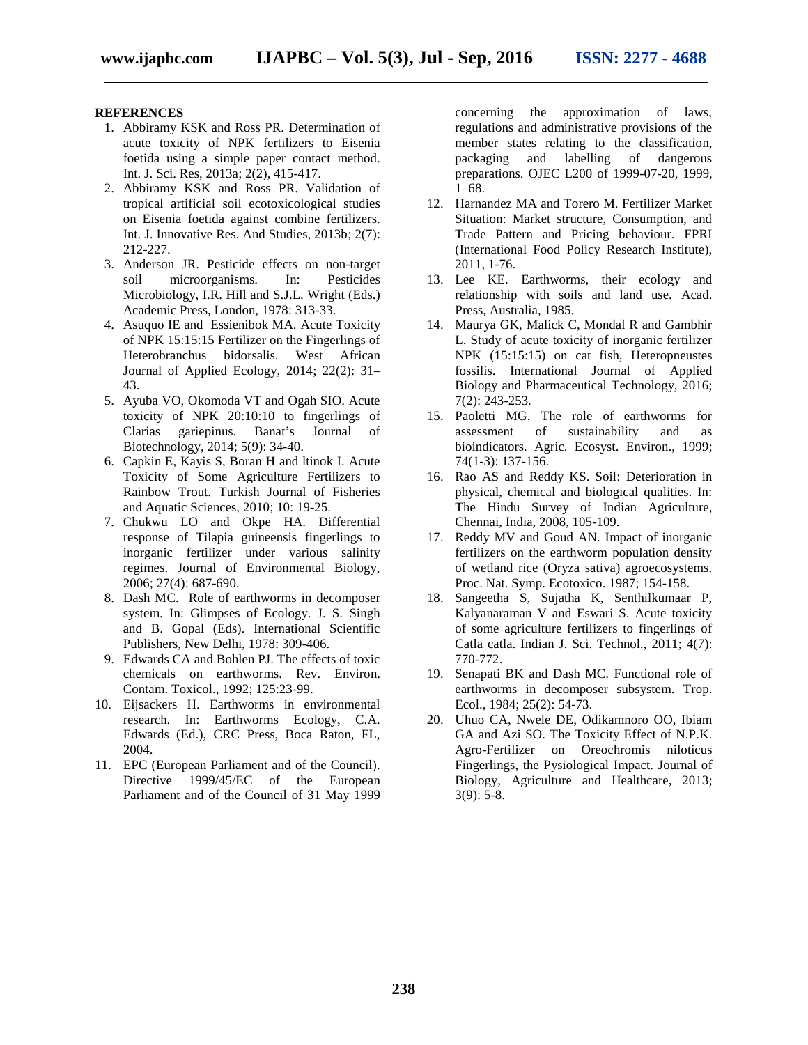## REFERENCES

1. Abbiramy KSK and Ross PR. Determination of acute toxicity of NPK fertilizers to Eisenia foetida using a simple paper contact method. Int. J. Sci. Res, 2013a; 2(2), 415-417.
2. Abbiramy KSK and Ross PR. Validation of tropical artificial soil ecotoxicological studies on Eisenia foetida against combine fertilizers. Int. J. Innovative Res. And Studies, 2013b; 2(7): 212-227.
3. Anderson JR. Pesticide effects on non-target soil microorganisms. In: Pesticides Microbiology, I.R. Hill and S.J.L. Wright (Eds.) Academic Press, London, 1978: 313-33.
4. Asuquo IE and Essienibok MA. Acute Toxicity of NPK 15:15:15 Fertilizer on the Fingerlings of Heterobranchus bidorsalis. West African Journal of Applied Ecology, 2014; 22(2): 31–43.
5. Ayuba VO, Okomoda VT and Ogah SIO. Acute toxicity of NPK 20:10:10 to fingerlings of Clarias gariepinus. Banat's Journal of Biotechnology, 2014; 5(9): 34-40.
6. Capkin E, Kayis S, Boran H and ltinok I. Acute Toxicity of Some Agriculture Fertilizers to Rainbow Trout. Turkish Journal of Fisheries and Aquatic Sciences, 2010; 10: 19-25.
7. Chukwu LO and Okpe HA. Differential response of Tilapia guineensis fingerlings to inorganic fertilizer under various salinity regimes. Journal of Environmental Biology, 2006; 27(4): 687-690.
8. Dash MC. Role of earthworms in decomposer system. In: Glimpses of Ecology. J. S. Singh and B. Gopal (Eds). International Scientific Publishers, New Delhi, 1978: 309-406.
9. Edwards CA and Bohlen PJ. The effects of toxic chemicals on earthworms. Rev. Environ. Contam. Toxicol., 1992; 125:23-99.
10. Eijsackers H. Earthworms in environmental research. In: Earthworms Ecology, C.A. Edwards (Ed.), CRC Press, Boca Raton, FL, 2004.
11. EPC (European Parliament and of the Council). Directive 1999/45/EC of the European Parliament and of the Council of 31 May 1999 concerning the approximation of laws, regulations and administrative provisions of the member states relating to the classification, packaging and labelling of dangerous preparations. OJEC L200 of 1999-07-20, 1999, 1–68.
12. Harnandez MA and Torero M. Fertilizer Market Situation: Market structure, Consumption, and Trade Pattern and Pricing behaviour. FPRI (International Food Policy Research Institute), 2011, 1-76.
13. Lee KE. Earthworms, their ecology and relationship with soils and land use. Acad. Press, Australia, 1985.
14. Maurya GK, Malick C, Mondal R and Gambhir L. Study of acute toxicity of inorganic fertilizer NPK (15:15:15) on cat fish, Heteropneustes fossilis. International Journal of Applied Biology and Pharmaceutical Technology, 2016; 7(2): 243-253.
15. Paoletti MG. The role of earthworms for assessment of sustainability and as bioindicators. Agric. Ecosyst. Environ., 1999; 74(1-3): 137-156.
16. Rao AS and Reddy KS. Soil: Deterioration in physical, chemical and biological qualities. In: The Hindu Survey of Indian Agriculture, Chennai, India, 2008, 105-109.
17. Reddy MV and Goud AN. Impact of inorganic fertilizers on the earthworm population density of wetland rice (Oryza sativa) agroecosystems. Proc. Nat. Symp. Ecotoxico. 1987; 154-158.
18. Sangeetha S, Sujatha K, Senthilkumaar P, Kalyanaraman V and Eswari S. Acute toxicity of some agriculture fertilizers to fingerlings of Catla catla. Indian J. Sci. Technol., 2011; 4(7): 770-772.
19. Senapati BK and Dash MC. Functional role of earthworms in decomposer subsystem. Trop. Ecol., 1984; 25(2): 54-73.
20. Uhuo CA, Nwele DE, Odikamnoro OO, Ibiam GA and Azi SO. The Toxicity Effect of N.P.K. Agro-Fertilizer on Oreochromis niloticus Fingerlings, the Pysiological Impact. Journal of Biology, Agriculture and Healthcare, 2013; 3(9): 5-8.